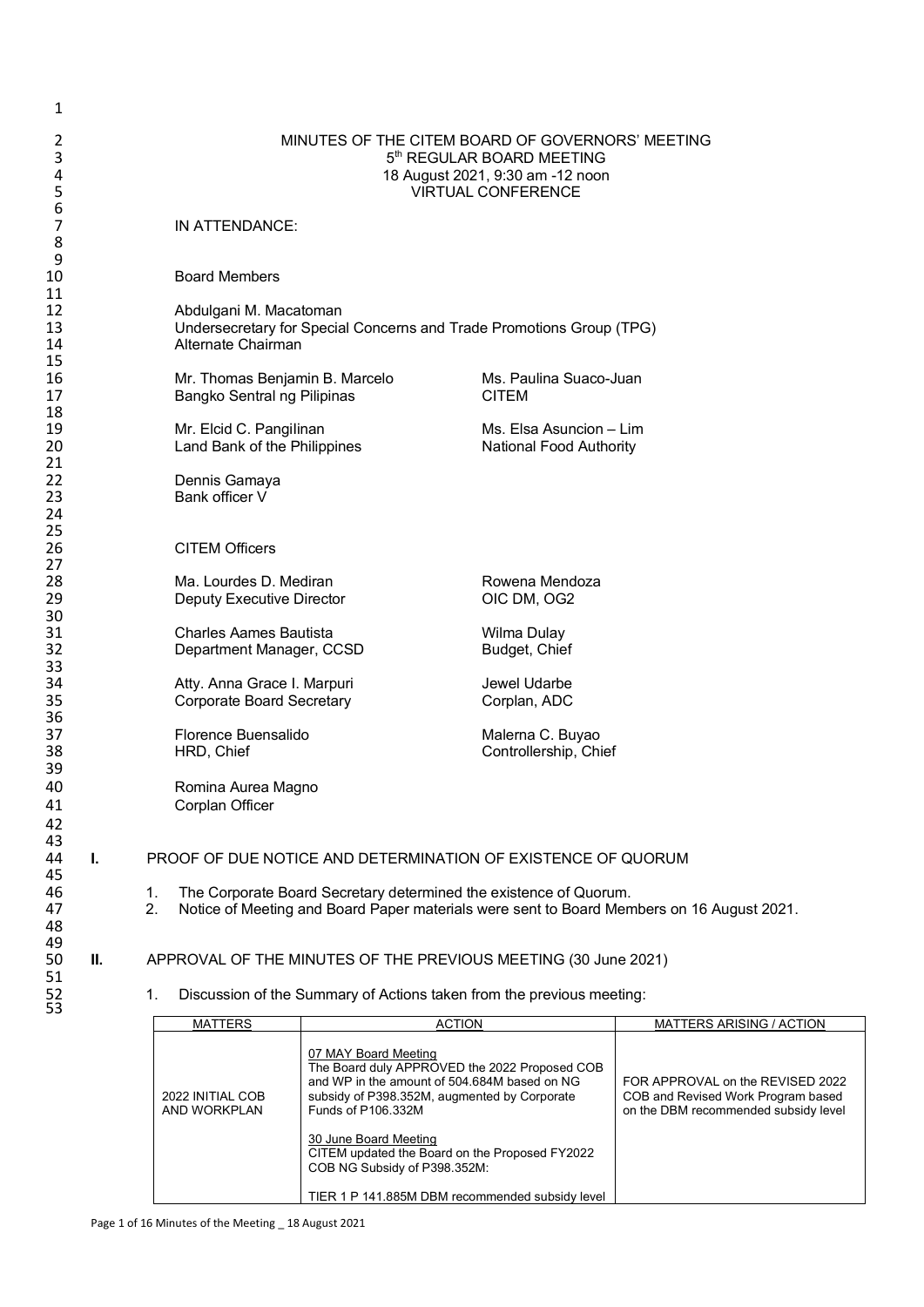MINUTES OF THE CITEM BOARD OF GOVERNORS' MEETING
5th REGULAR BOARD MEETING
18 August 2021, 9:30 am -12 noon
VIRTUAL CONFERENCE

IN ATTENDANCE:

Board Members

Abdulgani M. Macatoman
Undersecretary for Special Concerns and Trade Promotions Group (TPG)
Alternate Chairman

Mr. Thomas Benjamin B. Marcelo
Bangko Sentral ng Pilipinas

Ms. Paulina Suaco-Juan
CITEM

Mr. Elcid C. Pangilinan
Land Bank of the Philippines

Ms. Elsa Asuncion – Lim
National Food Authority

Dennis Gamaya
Bank officer V

CITEM Officers

Ma. Lourdes D. Mediran
Deputy Executive Director

Rowena Mendoza
OIC DM, OG2

Charles Aames Bautista
Department Manager, CCSD

Wilma Dulay
Budget, Chief

Atty. Anna Grace I. Marpuri
Corporate Board Secretary

Jewel Udarbe
Corplan, ADC

Florence Buensalido
HRD, Chief

Malerna C. Buyao
Controllership, Chief

Romina Aurea Magno
Corplan Officer

## I. PROOF OF DUE NOTICE AND DETERMINATION OF EXISTENCE OF QUORUM

1. The Corporate Board Secretary determined the existence of Quorum.
2. Notice of Meeting and Board Paper materials were sent to Board Members on 16 August 2021.

## II. APPROVAL OF THE MINUTES OF THE PREVIOUS MEETING (30 June 2021)

1. Discussion of the Summary of Actions taken from the previous meeting:

| MATTERS | ACTION | MATTERS ARISING / ACTION |
|---|---|---|
| 2022 INITIAL COB AND WORKPLAN | 07 MAY Board Meeting<br>The Board duly APPROVED the 2022 Proposed COB and WP in the amount of 504.684M based on NG subsidy of P398.352M, augmented by Corporate Funds of P106.332M<br><br>30 June Board Meeting<br>CITEM updated the Board on the Proposed FY2022 COB NG Subsidy of P398.352M:<br><br>TIER 1 P 141.885M DBM recommended subsidy level | FOR APPROVAL on the REVISED 2022 COB and Revised Work Program based on the DBM recommended subsidy level |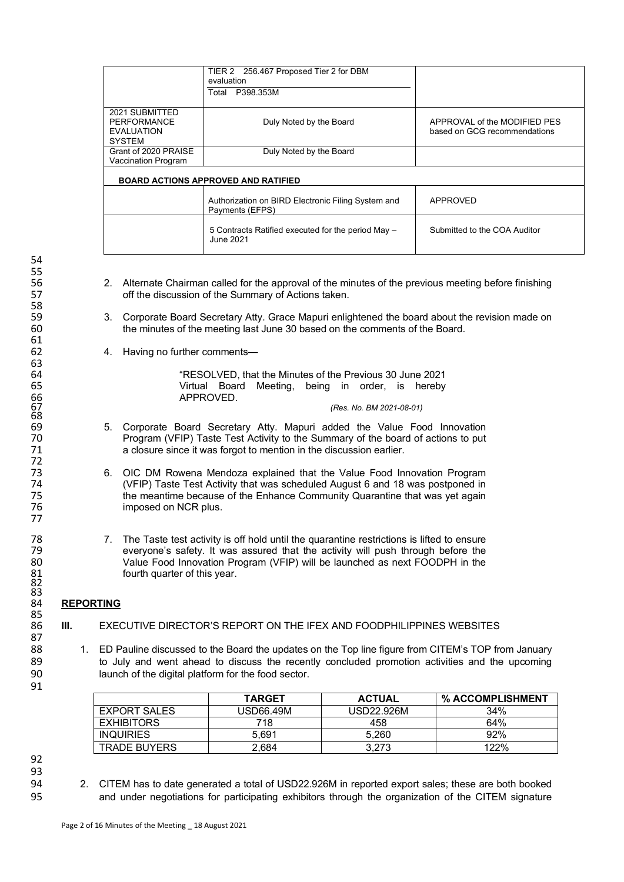| | | |
|---|---|---|
| | TIER 2 256.467 Proposed Tier 2 for DBM evaluation<br>Total P398.353M | |
| 2021 SUBMITTED PERFORMANCE EVALUATION SYSTEM | Duly Noted by the Board | APPROVAL of the MODIFIED PES based on GCG recommendations |
| Grant of 2020 PRAISE Vaccination Program | Duly Noted by the Board | |
| **BOARD ACTIONS APPROVED AND RATIFIED** | | |
| | Authorization on BIRD Electronic Filing System and Payments (EFPS) | APPROVED |
| | 5 Contracts Ratified executed for the period May – June 2021 | Submitted to the COA Auditor |

2. Alternate Chairman called for the approval of the minutes of the previous meeting before finishing off the discussion of the Summary of Actions taken.

3. Corporate Board Secretary Atty. Grace Mapuri enlightened the board about the revision made on the minutes of the meeting last June 30 based on the comments of the Board.

4. Having no further comments—

> "RESOLVED, that the Minutes of the Previous 30 June 2021 Virtual Board Meeting, being in order, is hereby APPROVED.
>
> *(Res. No. BM 2021-08-01)*

5. Corporate Board Secretary Atty. Mapuri added the Value Food Innovation Program (VFIP) Taste Test Activity to the Summary of the board of actions to put a closure since it was forgot to mention in the discussion earlier.

6. OIC DM Rowena Mendoza explained that the Value Food Innovation Program (VFIP) Taste Test Activity that was scheduled August 6 and 18 was postponed in the meantime because of the Enhance Community Quarantine that was yet again imposed on NCR plus.

7. The Taste test activity is off hold until the quarantine restrictions is lifted to ensure everyone's safety. It was assured that the activity will push through before the Value Food Innovation Program (VFIP) will be launched as next FOODPH in the fourth quarter of this year.

## REPORTING

### III. EXECUTIVE DIRECTOR'S REPORT ON THE IFEX AND FOODPHILIPPINES WEBSITES

1. ED Pauline discussed to the Board the updates on the Top line figure from CITEM's TOP from January to July and went ahead to discuss the recently concluded promotion activities and the upcoming launch of the digital platform for the food sector.

| | TARGET | ACTUAL | % ACCOMPLISHMENT |
|---|---|---|---|
| EXPORT SALES | USD66.49M | USD22.926M | 34% |
| EXHIBITORS | 718 | 458 | 64% |
| INQUIRIES | 5,691 | 5,260 | 92% |
| TRADE BUYERS | 2,684 | 3,273 | 122% |

2. CITEM has to date generated a total of USD22.926M in reported export sales; these are both booked and under negotiations for participating exhibitors through the organization of the CITEM signature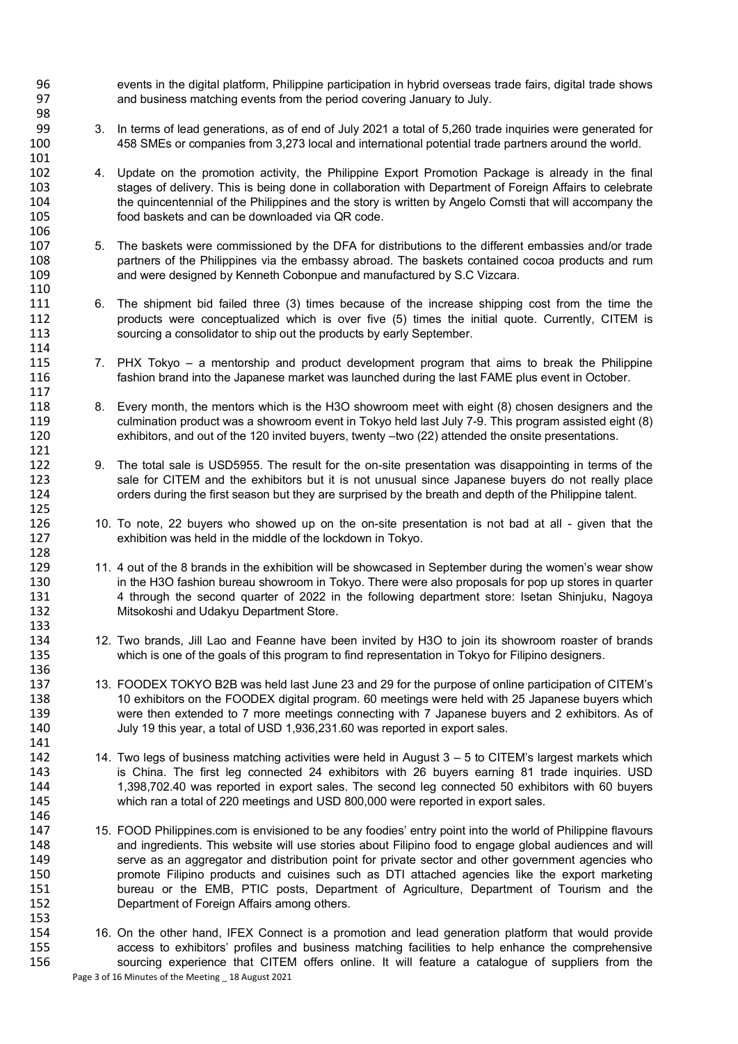events in the digital platform, Philippine participation in hybrid overseas trade fairs, digital trade shows and business matching events from the period covering January to July.

3. In terms of lead generations, as of end of July 2021 a total of 5,260 trade inquiries were generated for 458 SMEs or companies from 3,273 local and international potential trade partners around the world.

4. Update on the promotion activity, the Philippine Export Promotion Package is already in the final stages of delivery. This is being done in collaboration with Department of Foreign Affairs to celebrate the quincentennial of the Philippines and the story is written by Angelo Comsti that will accompany the food baskets and can be downloaded via QR code.

5. The baskets were commissioned by the DFA for distributions to the different embassies and/or trade partners of the Philippines via the embassy abroad. The baskets contained cocoa products and rum and were designed by Kenneth Cobonpue and manufactured by S.C Vizcara.

6. The shipment bid failed three (3) times because of the increase shipping cost from the time the products were conceptualized which is over five (5) times the initial quote. Currently, CITEM is sourcing a consolidator to ship out the products by early September.

7. PHX Tokyo – a mentorship and product development program that aims to break the Philippine fashion brand into the Japanese market was launched during the last FAME plus event in October.

8. Every month, the mentors which is the H3O showroom meet with eight (8) chosen designers and the culmination product was a showroom event in Tokyo held last July 7-9. This program assisted eight (8) exhibitors, and out of the 120 invited buyers, twenty –two (22) attended the onsite presentations.

9. The total sale is USD5955. The result for the on-site presentation was disappointing in terms of the sale for CITEM and the exhibitors but it is not unusual since Japanese buyers do not really place orders during the first season but they are surprised by the breath and depth of the Philippine talent.

10. To note, 22 buyers who showed up on the on-site presentation is not bad at all - given that the exhibition was held in the middle of the lockdown in Tokyo.

11. 4 out of the 8 brands in the exhibition will be showcased in September during the women's wear show in the H3O fashion bureau showroom in Tokyo. There were also proposals for pop up stores in quarter 4 through the second quarter of 2022 in the following department store: Isetan Shinjuku, Nagoya Mitsokoshi and Udakyu Department Store.

12. Two brands, Jill Lao and Feanne have been invited by H3O to join its showroom roaster of brands which is one of the goals of this program to find representation in Tokyo for Filipino designers.

13. FOODEX TOKYO B2B was held last June 23 and 29 for the purpose of online participation of CITEM's 10 exhibitors on the FOODEX digital program. 60 meetings were held with 25 Japanese buyers which were then extended to 7 more meetings connecting with 7 Japanese buyers and 2 exhibitors. As of July 19 this year, a total of USD 1,936,231.60 was reported in export sales.

14. Two legs of business matching activities were held in August 3 – 5 to CITEM's largest markets which is China. The first leg connected 24 exhibitors with 26 buyers earning 81 trade inquiries. USD 1,398,702.40 was reported in export sales. The second leg connected 50 exhibitors with 60 buyers which ran a total of 220 meetings and USD 800,000 were reported in export sales.

15. FOOD Philippines.com is envisioned to be any foodies' entry point into the world of Philippine flavours and ingredients. This website will use stories about Filipino food to engage global audiences and will serve as an aggregator and distribution point for private sector and other government agencies who promote Filipino products and cuisines such as DTI attached agencies like the export marketing bureau or the EMB, PTIC posts, Department of Agriculture, Department of Tourism and the Department of Foreign Affairs among others.

16. On the other hand, IFEX Connect is a promotion and lead generation platform that would provide access to exhibitors' profiles and business matching facilities to help enhance the comprehensive sourcing experience that CITEM offers online. It will feature a catalogue of suppliers from the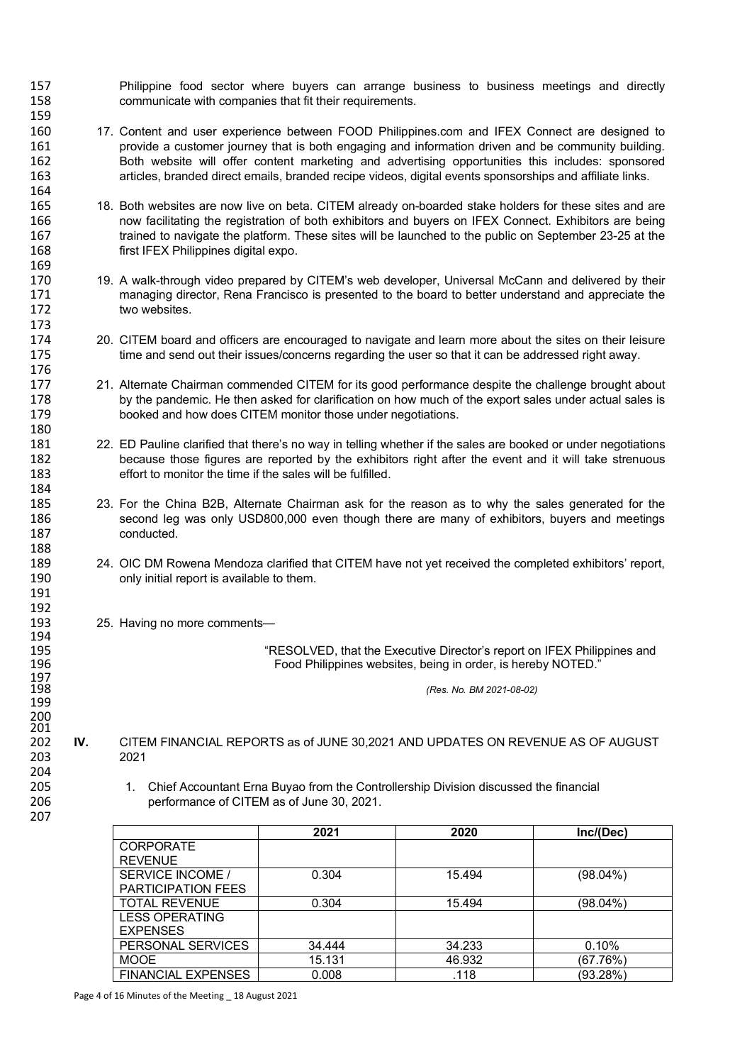Philippine food sector where buyers can arrange business to business meetings and directly communicate with companies that fit their requirements.

17. Content and user experience between FOOD Philippines.com and IFEX Connect are designed to provide a customer journey that is both engaging and information driven and be community building. Both website will offer content marketing and advertising opportunities this includes: sponsored articles, branded direct emails, branded recipe videos, digital events sponsorships and affiliate links.

18. Both websites are now live on beta. CITEM already on-boarded stake holders for these sites and are now facilitating the registration of both exhibitors and buyers on IFEX Connect. Exhibitors are being trained to navigate the platform. These sites will be launched to the public on September 23-25 at the first IFEX Philippines digital expo.

19. A walk-through video prepared by CITEM's web developer, Universal McCann and delivered by their managing director, Rena Francisco is presented to the board to better understand and appreciate the two websites.

20. CITEM board and officers are encouraged to navigate and learn more about the sites on their leisure time and send out their issues/concerns regarding the user so that it can be addressed right away.

21. Alternate Chairman commended CITEM for its good performance despite the challenge brought about by the pandemic. He then asked for clarification on how much of the export sales under actual sales is booked and how does CITEM monitor those under negotiations.

22. ED Pauline clarified that there's no way in telling whether if the sales are booked or under negotiations because those figures are reported by the exhibitors right after the event and it will take strenuous effort to monitor the time if the sales will be fulfilled.

23. For the China B2B, Alternate Chairman ask for the reason as to why the sales generated for the second leg was only USD800,000 even though there are many of exhibitors, buyers and meetings conducted.

24. OIC DM Rowena Mendoza clarified that CITEM have not yet received the completed exhibitors' report, only initial report is available to them.

25. Having no more comments—

"RESOLVED, that the Executive Director's report on IFEX Philippines and Food Philippines websites, being in order, is hereby NOTED."

*(Res. No. BM 2021-08-02)*

## IV. CITEM FINANCIAL REPORTS as of JUNE 30,2021 AND UPDATES ON REVENUE AS OF AUGUST 2021

1. Chief Accountant Erna Buyao from the Controllership Division discussed the financial performance of CITEM as of June 30, 2021.

| | 2021 | 2020 | Inc/(Dec) |
|---|---|---|---|
| CORPORATE REVENUE | | | |
| SERVICE INCOME / PARTICIPATION FEES | 0.304 | 15.494 | (98.04%) |
| TOTAL REVENUE | 0.304 | 15.494 | (98.04%) |
| LESS OPERATING EXPENSES | | | |
| PERSONAL SERVICES | 34.444 | 34.233 | 0.10% |
| MOOE | 15.131 | 46.932 | (67.76%) |
| FINANCIAL EXPENSES | 0.008 | .118 | (93.28%) |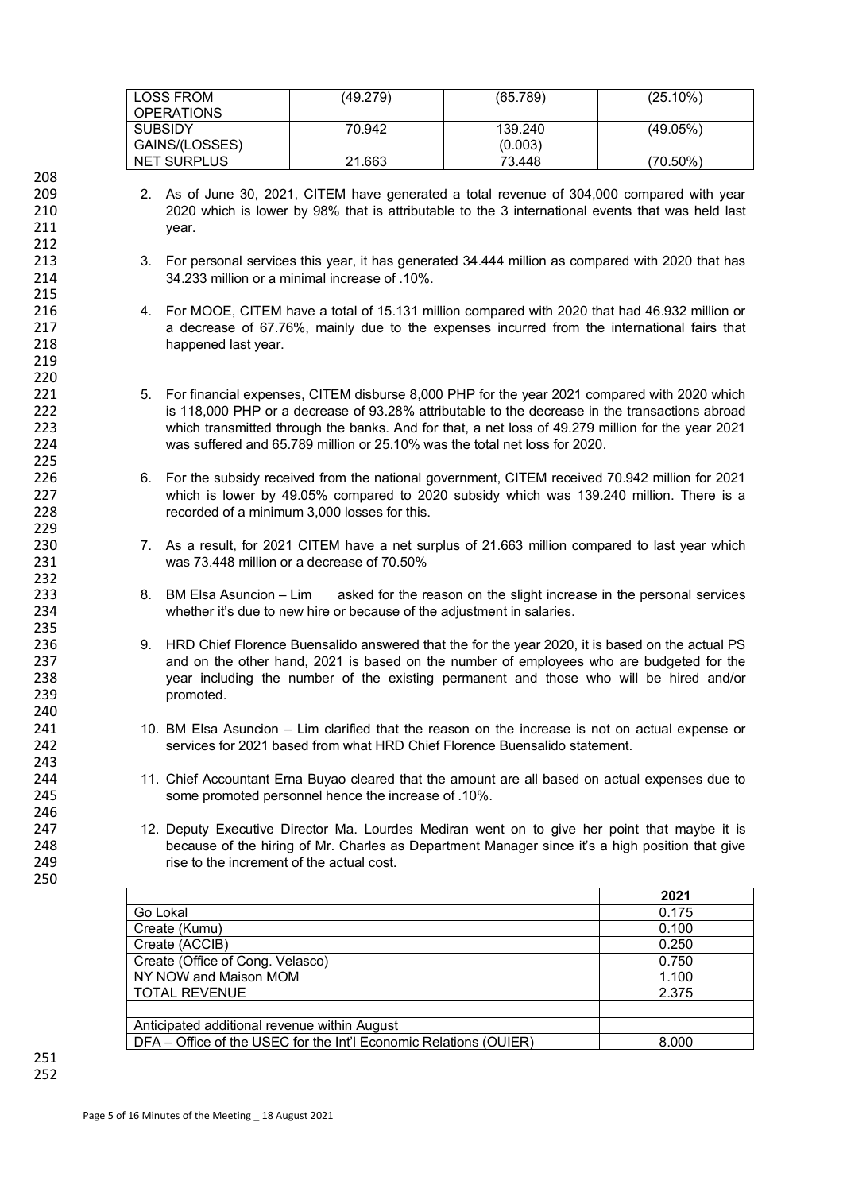| | | | |
|---|---|---|---|
| LOSS FROM OPERATIONS | (49.279) | (65.789) | (25.10%) |
| SUBSIDY | 70.942 | 139.240 | (49.05%) |
| GAINS/(LOSSES) | | (0.003) | |
| NET SURPLUS | 21.663 | 73.448 | (70.50%) |

2. As of June 30, 2021, CITEM have generated a total revenue of 304,000 compared with year 2020 which is lower by 98% that is attributable to the 3 international events that was held last year.

3. For personal services this year, it has generated 34.444 million as compared with 2020 that has 34.233 million or a minimal increase of .10%.

4. For MOOE, CITEM have a total of 15.131 million compared with 2020 that had 46.932 million or a decrease of 67.76%, mainly due to the expenses incurred from the international fairs that happened last year.

5. For financial expenses, CITEM disburse 8,000 PHP for the year 2021 compared with 2020 which is 118,000 PHP or a decrease of 93.28% attributable to the decrease in the transactions abroad which transmitted through the banks. And for that, a net loss of 49.279 million for the year 2021 was suffered and 65.789 million or 25.10% was the total net loss for 2020.

6. For the subsidy received from the national government, CITEM received 70.942 million for 2021 which is lower by 49.05% compared to 2020 subsidy which was 139.240 million. There is a recorded of a minimum 3,000 losses for this.

7. As a result, for 2021 CITEM have a net surplus of 21.663 million compared to last year which was 73.448 million or a decrease of 70.50%

8. BM Elsa Asuncion – Lim asked for the reason on the slight increase in the personal services whether it's due to new hire or because of the adjustment in salaries.

9. HRD Chief Florence Buensalido answered that the for the year 2020, it is based on the actual PS and on the other hand, 2021 is based on the number of employees who are budgeted for the year including the number of the existing permanent and those who will be hired and/or promoted.

10. BM Elsa Asuncion – Lim clarified that the reason on the increase is not on actual expense or services for 2021 based from what HRD Chief Florence Buensalido statement.

11. Chief Accountant Erna Buyao cleared that the amount are all based on actual expenses due to some promoted personnel hence the increase of .10%.

12. Deputy Executive Director Ma. Lourdes Mediran went on to give her point that maybe it is because of the hiring of Mr. Charles as Department Manager since it's a high position that give rise to the increment of the actual cost.

| | **2021** |
|---|---|
| Go Lokal | 0.175 |
| Create (Kumu) | 0.100 |
| Create (ACCIB) | 0.250 |
| Create (Office of Cong. Velasco) | 0.750 |
| NY NOW and Maison MOM | 1.100 |
| TOTAL REVENUE | 2.375 |
| | |
| Anticipated additional revenue within August | |
| DFA – Office of the USEC for the Int'l Economic Relations (OUIER) | 8.000 |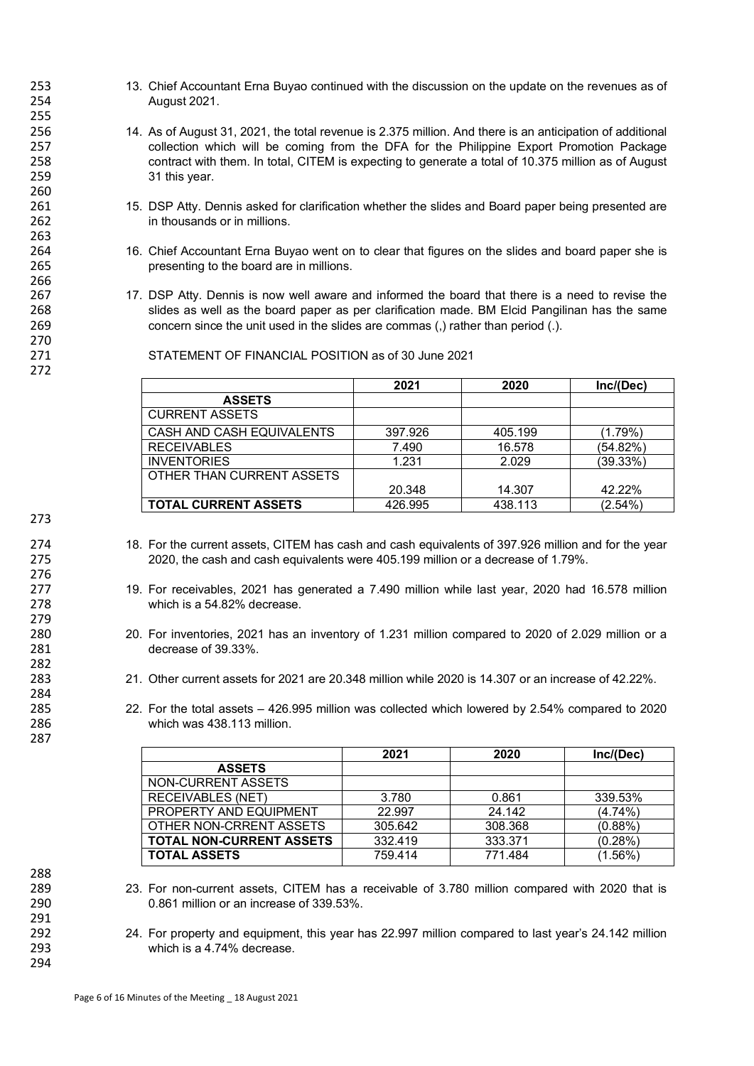13. Chief Accountant Erna Buyao continued with the discussion on the update on the revenues as of August 2021.

14. As of August 31, 2021, the total revenue is 2.375 million. And there is an anticipation of additional collection which will be coming from the DFA for the Philippine Export Promotion Package contract with them. In total, CITEM is expecting to generate a total of 10.375 million as of August 31 this year.

15. DSP Atty. Dennis asked for clarification whether the slides and Board paper being presented are in thousands or in millions.

16. Chief Accountant Erna Buyao went on to clear that figures on the slides and board paper she is presenting to the board are in millions.

17. DSP Atty. Dennis is now well aware and informed the board that there is a need to revise the slides as well as the board paper as per clarification made. BM Elcid Pangilinan has the same concern since the unit used in the slides are commas (,) rather than period (.).

STATEMENT OF FINANCIAL POSITION as of 30 June 2021

| | 2021 | 2020 | Inc/(Dec) |
|---|---|---|---|
| **ASSETS** | | | |
| CURRENT ASSETS | | | |
| CASH AND CASH EQUIVALENTS | 397.926 | 405.199 | (1.79%) |
| RECEIVABLES | 7.490 | 16.578 | (54.82%) |
| INVENTORIES | 1.231 | 2.029 | (39.33%) |
| OTHER THAN CURRENT ASSETS | 20.348 | 14.307 | 42.22% |
| **TOTAL CURRENT ASSETS** | 426.995 | 438.113 | (2.54%) |

18. For the current assets, CITEM has cash and cash equivalents of 397.926 million and for the year 2020, the cash and cash equivalents were 405.199 million or a decrease of 1.79%.

19. For receivables, 2021 has generated a 7.490 million while last year, 2020 had 16.578 million which is a 54.82% decrease.

20. For inventories, 2021 has an inventory of 1.231 million compared to 2020 of 2.029 million or a decrease of 39.33%.

21. Other current assets for 2021 are 20.348 million while 2020 is 14.307 or an increase of 42.22%.

22. For the total assets – 426.995 million was collected which lowered by 2.54% compared to 2020 which was 438.113 million.

| | 2021 | 2020 | Inc/(Dec) |
|---|---|---|---|
| **ASSETS** | | | |
| NON-CURRENT ASSETS | | | |
| RECEIVABLES (NET) | 3.780 | 0.861 | 339.53% |
| PROPERTY AND EQUIPMENT | 22.997 | 24.142 | (4.74%) |
| OTHER NON-CRRENT ASSETS | 305.642 | 308.368 | (0.88%) |
| **TOTAL NON-CURRENT ASSETS** | 332.419 | 333.371 | (0.28%) |
| **TOTAL ASSETS** | 759.414 | 771.484 | (1.56%) |

23. For non-current assets, CITEM has a receivable of 3.780 million compared with 2020 that is 0.861 million or an increase of 339.53%.

24. For property and equipment, this year has 22.997 million compared to last year's 24.142 million which is a 4.74% decrease.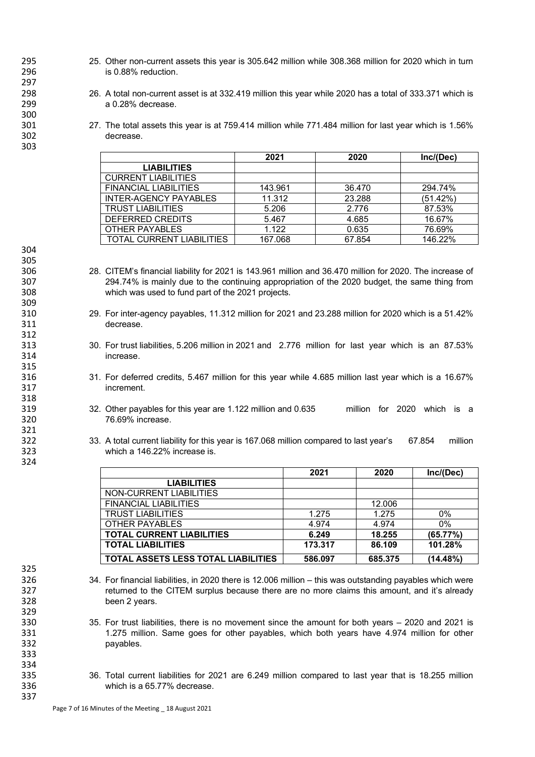25. Other non-current assets this year is 305.642 million while 308.368 million for 2020 which in turn is 0.88% reduction.

26. A total non-current asset is at 332.419 million this year while 2020 has a total of 333.371 which is a 0.28% decrease.

27. The total assets this year is at 759.414 million while 771.484 million for last year which is 1.56% decrease.

| | 2021 | 2020 | Inc/(Dec) |
|---|---|---|---|
| **LIABILITIES** | | | |
| CURRENT LIABILITIES | | | |
| FINANCIAL LIABILITIES | 143.961 | 36.470 | 294.74% |
| INTER-AGENCY PAYABLES | 11.312 | 23.288 | (51.42%) |
| TRUST LIABILITIES | 5.206 | 2.776 | 87.53% |
| DEFERRED CREDITS | 5.467 | 4.685 | 16.67% |
| OTHER PAYABLES | 1.122 | 0.635 | 76.69% |
| TOTAL CURRENT LIABILITIES | 167.068 | 67.854 | 146.22% |

28. CITEM's financial liability for 2021 is 143.961 million and 36.470 million for 2020. The increase of 294.74% is mainly due to the continuing appropriation of the 2020 budget, the same thing from which was used to fund part of the 2021 projects.

29. For inter-agency payables, 11.312 million for 2021 and 23.288 million for 2020 which is a 51.42% decrease.

30. For trust liabilities, 5.206 million in 2021 and 2.776 million for last year which is an 87.53% increase.

31. For deferred credits, 5.467 million for this year while 4.685 million last year which is a 16.67% increment.

32. Other payables for this year are 1.122 million and 0.635 million for 2020 which is a 76.69% increase.

33. A total current liability for this year is 167.068 million compared to last year's 67.854 million which a 146.22% increase is.

| | 2021 | 2020 | Inc/(Dec) |
|---|---|---|---|
| **LIABILITIES** | | | |
| NON-CURRENT LIABILITIES | | | |
| FINANCIAL LIABILITIES | | 12.006 | |
| TRUST LIABILITIES | 1.275 | 1.275 | 0% |
| OTHER PAYABLES | 4.974 | 4.974 | 0% |
| **TOTAL CURRENT LIABILITIES** | **6.249** | **18.255** | **(65.77%)** |
| **TOTAL LIABILITIES** | **173.317** | **86.109** | **101.28%** |
| **TOTAL ASSETS LESS TOTAL LIABILITIES** | **586.097** | **685.375** | **(14.48%)** |

34. For financial liabilities, in 2020 there is 12.006 million – this was outstanding payables which were returned to the CITEM surplus because there are no more claims this amount, and it's already been 2 years.

35. For trust liabilities, there is no movement since the amount for both years – 2020 and 2021 is 1.275 million. Same goes for other payables, which both years have 4.974 million for other payables.

36. Total current liabilities for 2021 are 6.249 million compared to last year that is 18.255 million which is a 65.77% decrease.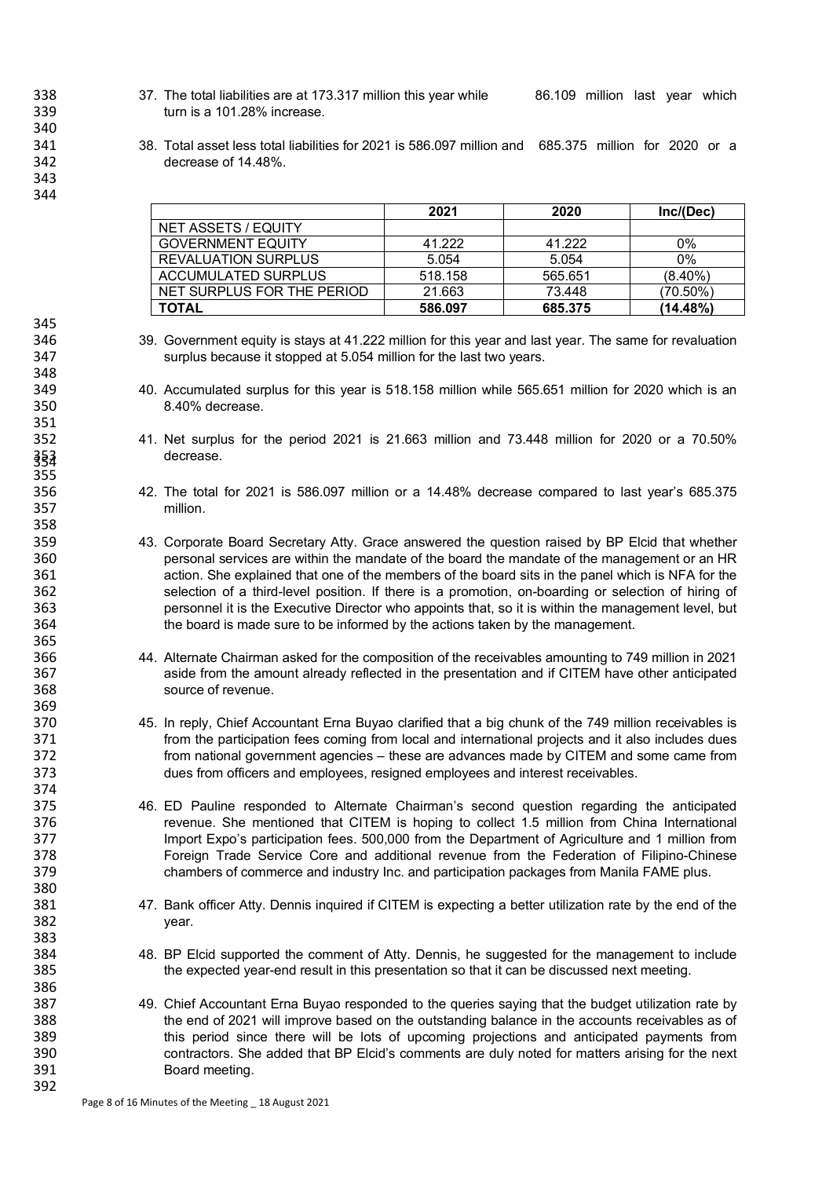37. The total liabilities are at 173.317 million this year while 86.109 million last year which turn is a 101.28% increase.

38. Total asset less total liabilities for 2021 is 586.097 million and 685.375 million for 2020 or a decrease of 14.48%.

| | 2021 | 2020 | Inc/(Dec) |
|---|---|---|---|
| NET ASSETS / EQUITY | | | |
| GOVERNMENT EQUITY | 41.222 | 41.222 | 0% |
| REVALUATION SURPLUS | 5.054 | 5.054 | 0% |
| ACCUMULATED SURPLUS | 518.158 | 565.651 | (8.40%) |
| NET SURPLUS FOR THE PERIOD | 21.663 | 73.448 | (70.50%) |
| **TOTAL** | **586.097** | **685.375** | **(14.48%)** |

39. Government equity is stays at 41.222 million for this year and last year. The same for revaluation surplus because it stopped at 5.054 million for the last two years.

40. Accumulated surplus for this year is 518.158 million while 565.651 million for 2020 which is an 8.40% decrease.

41. Net surplus for the period 2021 is 21.663 million and 73.448 million for 2020 or a 70.50% decrease.

42. The total for 2021 is 586.097 million or a 14.48% decrease compared to last year's 685.375 million.

43. Corporate Board Secretary Atty. Grace answered the question raised by BP Elcid that whether personal services are within the mandate of the board the mandate of the management or an HR action. She explained that one of the members of the board sits in the panel which is NFA for the selection of a third-level position. If there is a promotion, on-boarding or selection of hiring of personnel it is the Executive Director who appoints that, so it is within the management level, but the board is made sure to be informed by the actions taken by the management.

44. Alternate Chairman asked for the composition of the receivables amounting to 749 million in 2021 aside from the amount already reflected in the presentation and if CITEM have other anticipated source of revenue.

45. In reply, Chief Accountant Erna Buyao clarified that a big chunk of the 749 million receivables is from the participation fees coming from local and international projects and it also includes dues from national government agencies – these are advances made by CITEM and some came from dues from officers and employees, resigned employees and interest receivables.

46. ED Pauline responded to Alternate Chairman's second question regarding the anticipated revenue. She mentioned that CITEM is hoping to collect 1.5 million from China International Import Expo's participation fees. 500,000 from the Department of Agriculture and 1 million from Foreign Trade Service Core and additional revenue from the Federation of Filipino-Chinese chambers of commerce and industry Inc. and participation packages from Manila FAME plus.

47. Bank officer Atty. Dennis inquired if CITEM is expecting a better utilization rate by the end of the year.

48. BP Elcid supported the comment of Atty. Dennis, he suggested for the management to include the expected year-end result in this presentation so that it can be discussed next meeting.

49. Chief Accountant Erna Buyao responded to the queries saying that the budget utilization rate by the end of 2021 will improve based on the outstanding balance in the accounts receivables as of this period since there will be lots of upcoming projections and anticipated payments from contractors. She added that BP Elcid's comments are duly noted for matters arising for the next Board meeting.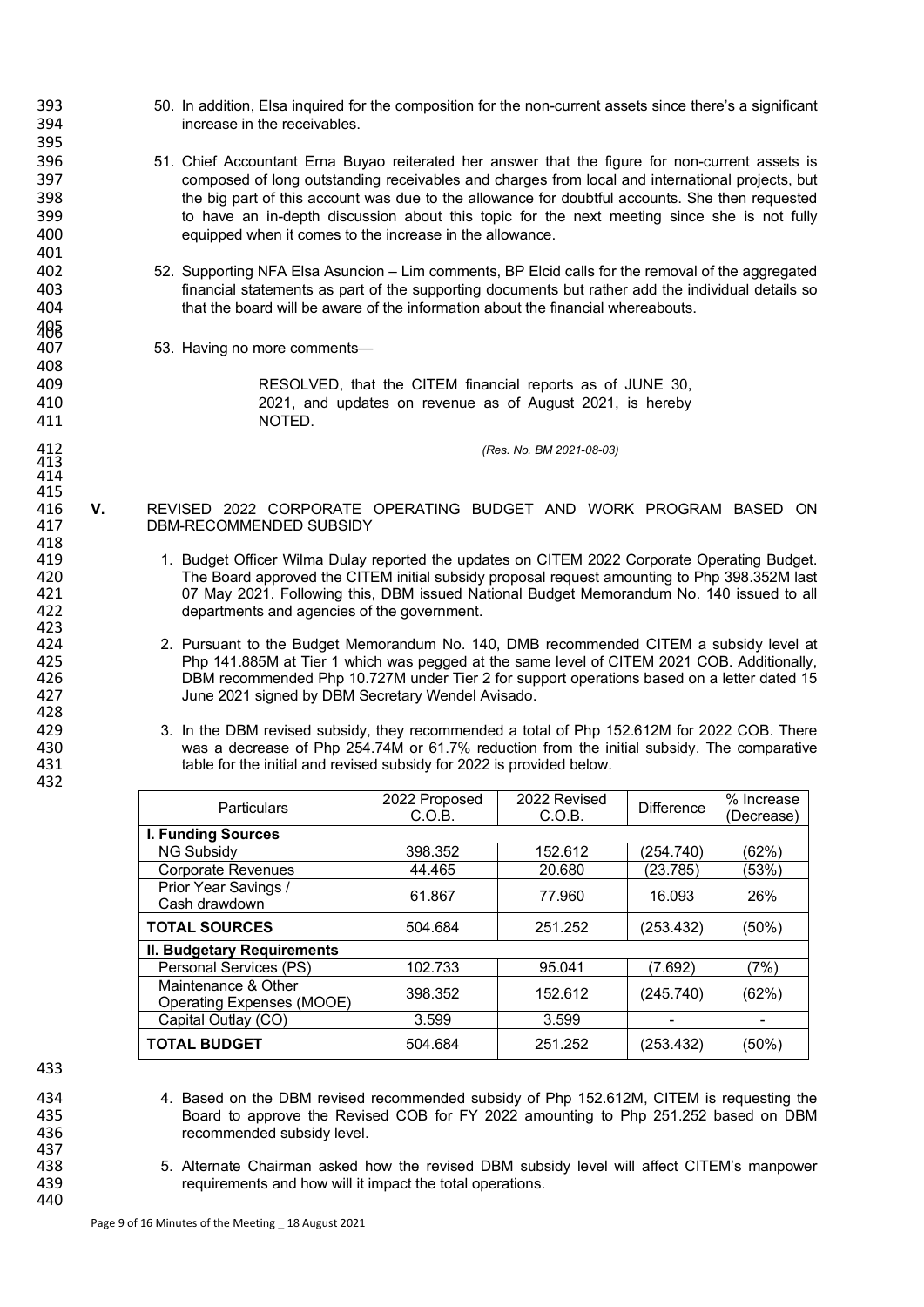50. In addition, Elsa inquired for the composition for the non-current assets since there's a significant increase in the receivables.

51. Chief Accountant Erna Buyao reiterated her answer that the figure for non-current assets is composed of long outstanding receivables and charges from local and international projects, but the big part of this account was due to the allowance for doubtful accounts. She then requested to have an in-depth discussion about this topic for the next meeting since she is not fully equipped when it comes to the increase in the allowance.

52. Supporting NFA Elsa Asuncion – Lim comments, BP Elcid calls for the removal of the aggregated financial statements as part of the supporting documents but rather add the individual details so that the board will be aware of the information about the financial whereabouts.

53. Having no more comments—

> RESOLVED, that the CITEM financial reports as of JUNE 30, 2021, and updates on revenue as of August 2021, is hereby NOTED.

*(Res. No. BM 2021-08-03)*

## V. REVISED 2022 CORPORATE OPERATING BUDGET AND WORK PROGRAM BASED ON DBM-RECOMMENDED SUBSIDY

1. Budget Officer Wilma Dulay reported the updates on CITEM 2022 Corporate Operating Budget. The Board approved the CITEM initial subsidy proposal request amounting to Php 398.352M last 07 May 2021. Following this, DBM issued National Budget Memorandum No. 140 issued to all departments and agencies of the government.

2. Pursuant to the Budget Memorandum No. 140, DMB recommended CITEM a subsidy level at Php 141.885M at Tier 1 which was pegged at the same level of CITEM 2021 COB. Additionally, DBM recommended Php 10.727M under Tier 2 for support operations based on a letter dated 15 June 2021 signed by DBM Secretary Wendel Avisado.

3. In the DBM revised subsidy, they recommended a total of Php 152.612M for 2022 COB. There was a decrease of Php 254.74M or 61.7% reduction from the initial subsidy. The comparative table for the initial and revised subsidy for 2022 is provided below.

| Particulars | 2022 Proposed C.O.B. | 2022 Revised C.O.B. | Difference | % Increase (Decrease) |
|---|---|---|---|---|
| **I. Funding Sources** | | | | |
| NG Subsidy | 398.352 | 152.612 | (254.740) | (62%) |
| Corporate Revenues | 44.465 | 20.680 | (23.785) | (53%) |
| Prior Year Savings / Cash drawdown | 61.867 | 77.960 | 16.093 | 26% |
| **TOTAL SOURCES** | 504.684 | 251.252 | (253.432) | (50%) |
| **II. Budgetary Requirements** | | | | |
| Personal Services (PS) | 102.733 | 95.041 | (7.692) | (7%) |
| Maintenance & Other Operating Expenses (MOOE) | 398.352 | 152.612 | (245.740) | (62%) |
| Capital Outlay (CO) | 3.599 | 3.599 | - | - |
| **TOTAL BUDGET** | 504.684 | 251.252 | (253.432) | (50%) |

4. Based on the DBM revised recommended subsidy of Php 152.612M, CITEM is requesting the Board to approve the Revised COB for FY 2022 amounting to Php 251.252 based on DBM recommended subsidy level.

5. Alternate Chairman asked how the revised DBM subsidy level will affect CITEM's manpower requirements and how will it impact the total operations.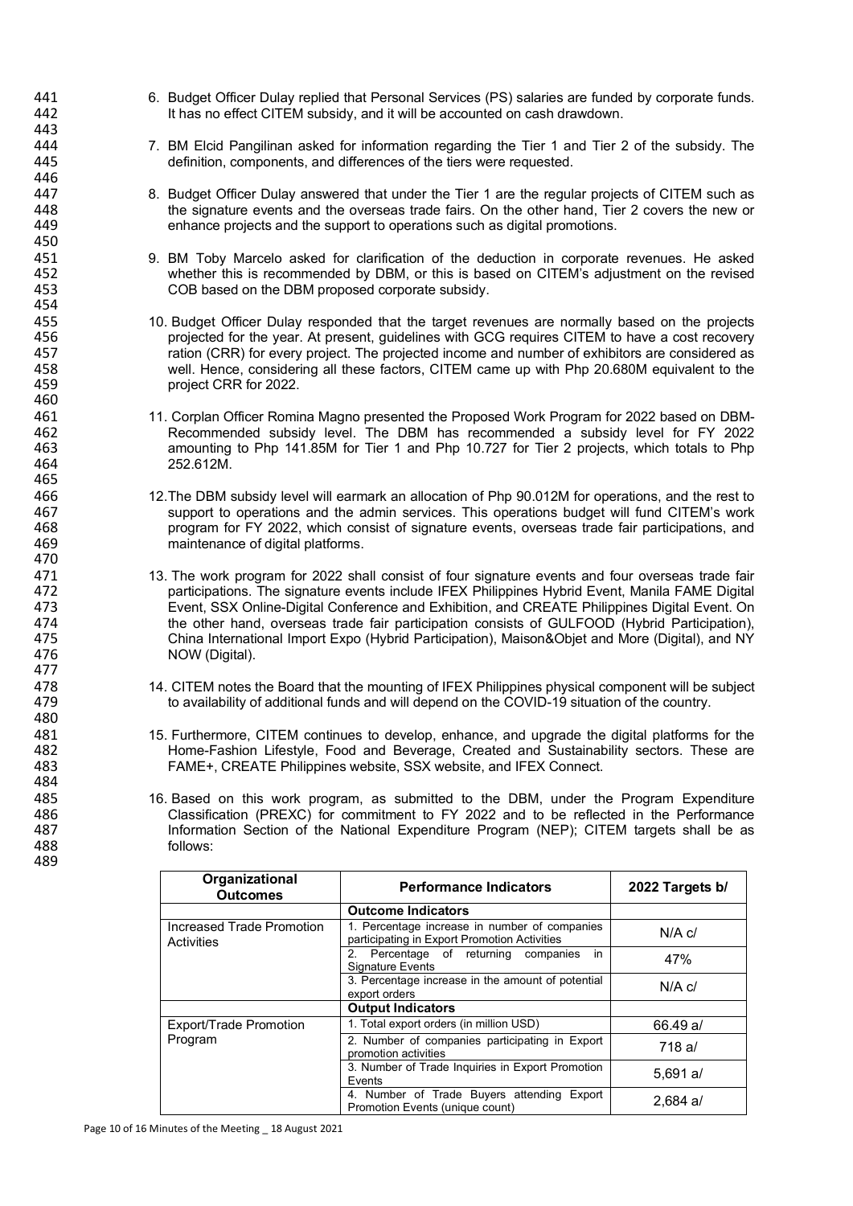6. Budget Officer Dulay replied that Personal Services (PS) salaries are funded by corporate funds. It has no effect CITEM subsidy, and it will be accounted on cash drawdown.

7. BM Elcid Pangilinan asked for information regarding the Tier 1 and Tier 2 of the subsidy. The definition, components, and differences of the tiers were requested.

8. Budget Officer Dulay answered that under the Tier 1 are the regular projects of CITEM such as the signature events and the overseas trade fairs. On the other hand, Tier 2 covers the new or enhance projects and the support to operations such as digital promotions.

9. BM Toby Marcelo asked for clarification of the deduction in corporate revenues. He asked whether this is recommended by DBM, or this is based on CITEM's adjustment on the revised COB based on the DBM proposed corporate subsidy.

10. Budget Officer Dulay responded that the target revenues are normally based on the projects projected for the year. At present, guidelines with GCG requires CITEM to have a cost recovery ration (CRR) for every project. The projected income and number of exhibitors are considered as well. Hence, considering all these factors, CITEM came up with Php 20.680M equivalent to the project CRR for 2022.

11. Corplan Officer Romina Magno presented the Proposed Work Program for 2022 based on DBM-Recommended subsidy level. The DBM has recommended a subsidy level for FY 2022 amounting to Php 141.85M for Tier 1 and Php 10.727 for Tier 2 projects, which totals to Php 252.612M.

12. The DBM subsidy level will earmark an allocation of Php 90.012M for operations, and the rest to support to operations and the admin services. This operations budget will fund CITEM's work program for FY 2022, which consist of signature events, overseas trade fair participations, and maintenance of digital platforms.

13. The work program for 2022 shall consist of four signature events and four overseas trade fair participations. The signature events include IFEX Philippines Hybrid Event, Manila FAME Digital Event, SSX Online-Digital Conference and Exhibition, and CREATE Philippines Digital Event. On the other hand, overseas trade fair participation consists of GULFOOD (Hybrid Participation), China International Import Expo (Hybrid Participation), Maison&Objet and More (Digital), and NY NOW (Digital).

14. CITEM notes the Board that the mounting of IFEX Philippines physical component will be subject to availability of additional funds and will depend on the COVID-19 situation of the country.

15. Furthermore, CITEM continues to develop, enhance, and upgrade the digital platforms for the Home-Fashion Lifestyle, Food and Beverage, Created and Sustainability sectors. These are FAME+, CREATE Philippines website, SSX website, and IFEX Connect.

16. Based on this work program, as submitted to the DBM, under the Program Expenditure Classification (PREXC) for commitment to FY 2022 and to be reflected in the Performance Information Section of the National Expenditure Program (NEP); CITEM targets shall be as follows:

| Organizational Outcomes | Performance Indicators | 2022 Targets b/ |
|---|---|---|
| | **Outcome Indicators** | |
| Increased Trade Promotion Activities | 1. Percentage increase in number of companies participating in Export Promotion Activities | N/A c/ |
| | 2. Percentage of returning companies in Signature Events | 47% |
| | 3. Percentage increase in the amount of potential export orders | N/A c/ |
| | **Output Indicators** | |
| Export/Trade Promotion Program | 1. Total export orders (in million USD) | 66.49 a/ |
| | 2. Number of companies participating in Export promotion activities | 718 a/ |
| | 3. Number of Trade Inquiries in Export Promotion Events | 5,691 a/ |
| | 4. Number of Trade Buyers attending Export Promotion Events (unique count) | 2,684 a/ |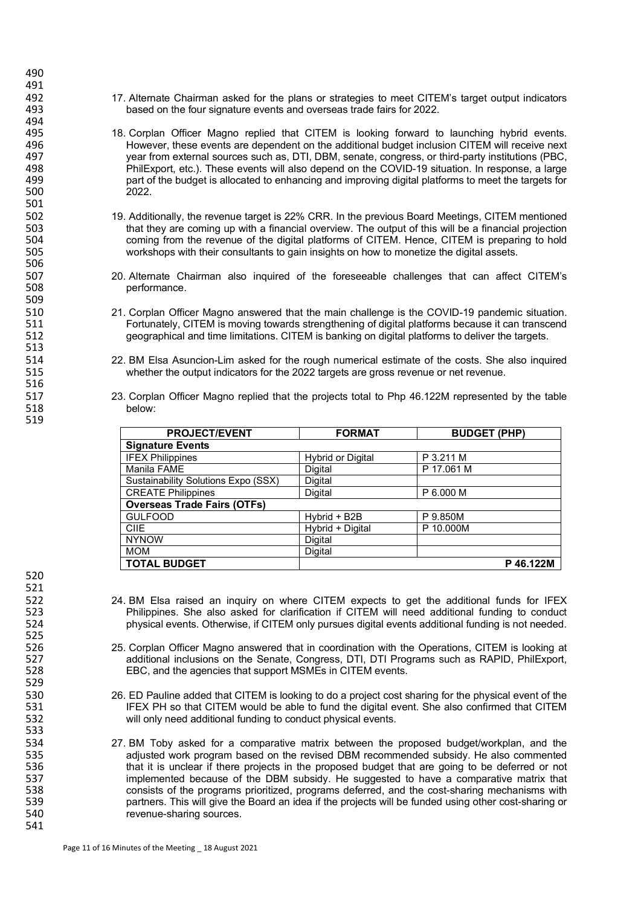17. Alternate Chairman asked for the plans or strategies to meet CITEM's target output indicators based on the four signature events and overseas trade fairs for 2022.

18. Corplan Officer Magno replied that CITEM is looking forward to launching hybrid events. However, these events are dependent on the additional budget inclusion CITEM will receive next year from external sources such as, DTI, DBM, senate, congress, or third-party institutions (PBC, PhilExport, etc.). These events will also depend on the COVID-19 situation. In response, a large part of the budget is allocated to enhancing and improving digital platforms to meet the targets for 2022.

19. Additionally, the revenue target is 22% CRR. In the previous Board Meetings, CITEM mentioned that they are coming up with a financial overview. The output of this will be a financial projection coming from the revenue of the digital platforms of CITEM. Hence, CITEM is preparing to hold workshops with their consultants to gain insights on how to monetize the digital assets.

20. Alternate Chairman also inquired of the foreseeable challenges that can affect CITEM's performance.

21. Corplan Officer Magno answered that the main challenge is the COVID-19 pandemic situation. Fortunately, CITEM is moving towards strengthening of digital platforms because it can transcend geographical and time limitations. CITEM is banking on digital platforms to deliver the targets.

22. BM Elsa Asuncion-Lim asked for the rough numerical estimate of the costs. She also inquired whether the output indicators for the 2022 targets are gross revenue or net revenue.

23. Corplan Officer Magno replied that the projects total to Php 46.122M represented by the table below:

| PROJECT/EVENT | FORMAT | BUDGET (PHP) |
|---|---|---|
| **Signature Events** | | |
| IFEX Philippines | Hybrid or Digital | P 3.211 M |
| Manila FAME | Digital | P 17.061 M |
| Sustainability Solutions Expo (SSX) | Digital | |
| CREATE Philippines | Digital | P 6.000 M |
| **Overseas Trade Fairs (OTFs)** | | |
| GULFOOD | Hybrid + B2B | P 9.850M |
| CIIE | Hybrid + Digital | P 10.000M |
| NYNOW | Digital | |
| MOM | Digital | |
| **TOTAL BUDGET** | | **P 46.122M** |

24. BM Elsa raised an inquiry on where CITEM expects to get the additional funds for IFEX Philippines. She also asked for clarification if CITEM will need additional funding to conduct physical events. Otherwise, if CITEM only pursues digital events additional funding is not needed.

25. Corplan Officer Magno answered that in coordination with the Operations, CITEM is looking at additional inclusions on the Senate, Congress, DTI, DTI Programs such as RAPID, PhilExport, EBC, and the agencies that support MSMEs in CITEM events.

26. ED Pauline added that CITEM is looking to do a project cost sharing for the physical event of the IFEX PH so that CITEM would be able to fund the digital event. She also confirmed that CITEM will only need additional funding to conduct physical events.

27. BM Toby asked for a comparative matrix between the proposed budget/workplan, and the adjusted work program based on the revised DBM recommended subsidy. He also commented that it is unclear if there projects in the proposed budget that are going to be deferred or not implemented because of the DBM subsidy. He suggested to have a comparative matrix that consists of the programs prioritized, programs deferred, and the cost-sharing mechanisms with partners. This will give the Board an idea if the projects will be funded using other cost-sharing or revenue-sharing sources.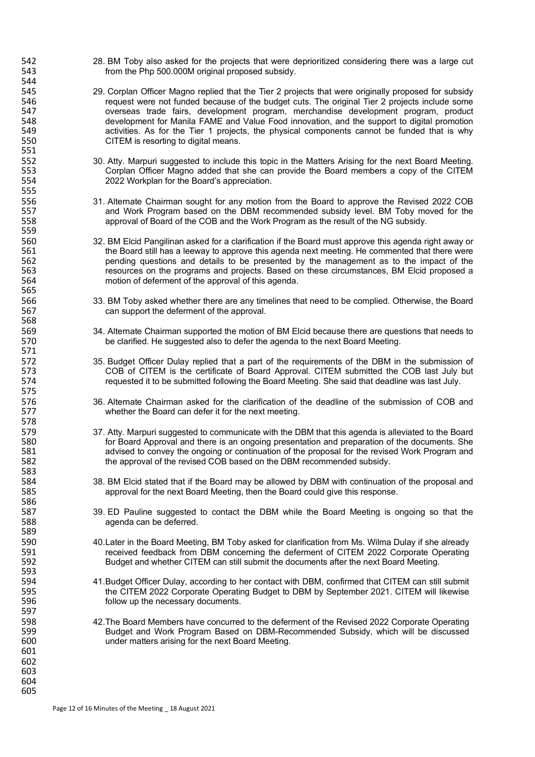28. BM Toby also asked for the projects that were deprioritized considering there was a large cut from the Php 500.000M original proposed subsidy.

29. Corplan Officer Magno replied that the Tier 2 projects that were originally proposed for subsidy request were not funded because of the budget cuts. The original Tier 2 projects include some overseas trade fairs, development program, merchandise development program, product development for Manila FAME and Value Food innovation, and the support to digital promotion activities. As for the Tier 1 projects, the physical components cannot be funded that is why CITEM is resorting to digital means.

30. Atty. Marpuri suggested to include this topic in the Matters Arising for the next Board Meeting. Corplan Officer Magno added that she can provide the Board members a copy of the CITEM 2022 Workplan for the Board's appreciation.

31. Alternate Chairman sought for any motion from the Board to approve the Revised 2022 COB and Work Program based on the DBM recommended subsidy level. BM Toby moved for the approval of Board of the COB and the Work Program as the result of the NG subsidy.

32. BM Elcid Pangilinan asked for a clarification if the Board must approve this agenda right away or the Board still has a leeway to approve this agenda next meeting. He commented that there were pending questions and details to be presented by the management as to the impact of the resources on the programs and projects. Based on these circumstances, BM Elcid proposed a motion of deferment of the approval of this agenda.

33. BM Toby asked whether there are any timelines that need to be complied. Otherwise, the Board can support the deferment of the approval.

34. Alternate Chairman supported the motion of BM Elcid because there are questions that needs to be clarified. He suggested also to defer the agenda to the next Board Meeting.

35. Budget Officer Dulay replied that a part of the requirements of the DBM in the submission of COB of CITEM is the certificate of Board Approval. CITEM submitted the COB last July but requested it to be submitted following the Board Meeting. She said that deadline was last July.

36. Alternate Chairman asked for the clarification of the deadline of the submission of COB and whether the Board can defer it for the next meeting.

37. Atty. Marpuri suggested to communicate with the DBM that this agenda is alleviated to the Board for Board Approval and there is an ongoing presentation and preparation of the documents. She advised to convey the ongoing or continuation of the proposal for the revised Work Program and the approval of the revised COB based on the DBM recommended subsidy.

38. BM Elcid stated that if the Board may be allowed by DBM with continuation of the proposal and approval for the next Board Meeting, then the Board could give this response.

39. ED Pauline suggested to contact the DBM while the Board Meeting is ongoing so that the agenda can be deferred.

40. Later in the Board Meeting, BM Toby asked for clarification from Ms. Wilma Dulay if she already received feedback from DBM concerning the deferment of CITEM 2022 Corporate Operating Budget and whether CITEM can still submit the documents after the next Board Meeting.

41. Budget Officer Dulay, according to her contact with DBM, confirmed that CITEM can still submit the CITEM 2022 Corporate Operating Budget to DBM by September 2021. CITEM will likewise follow up the necessary documents.

42. The Board Members have concurred to the deferment of the Revised 2022 Corporate Operating Budget and Work Program Based on DBM-Recommended Subsidy, which will be discussed under matters arising for the next Board Meeting.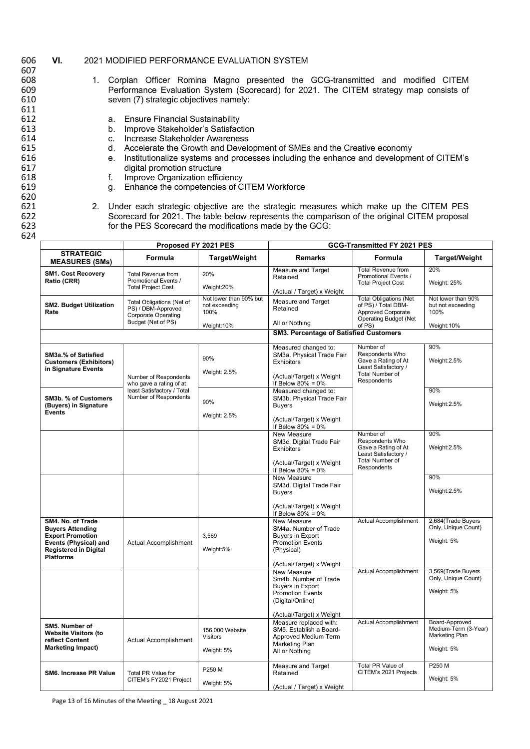## VI. 2021 MODIFIED PERFORMANCE EVALUATION SYSTEM

1. Corplan Officer Romina Magno presented the GCG-transmitted and modified CITEM Performance Evaluation System (Scorecard) for 2021. The CITEM strategy map consists of seven (7) strategic objectives namely:

   a. Ensure Financial Sustainability
   b. Improve Stakeholder's Satisfaction
   c. Increase Stakeholder Awareness
   d. Accelerate the Growth and Development of SMEs and the Creative economy
   e. Institutionalize systems and processes including the enhance and development of CITEM's digital promotion structure
   f. Improve Organization efficiency
   g. Enhance the competencies of CITEM Workforce

2. Under each strategic objective are the strategic measures which make up the CITEM PES Scorecard for 2021. The table below represents the comparison of the original CITEM proposal for the PES Scorecard the modifications made by the GCG:

| | Proposed FY 2021 PES | | GCG-Transmitted FY 2021 PES | | |
|---|---|---|---|---|---|
| **STRATEGIC MEASURES (SMs)** | **Formula** | **Target/Weight** | **Remarks** | **Formula** | **Target/Weight** |
| **SM1. Cost Recovery Ratio (CRR)** | Total Revenue from Promotional Events / Total Project Cost | 20%<br>Weight:20% | Measure and Target Retained<br>(Actual / Target) x Weight | Total Revenue from Promotional Events / Total Project Cost | 20%<br>Weight: 25% |
| **SM2. Budget Utilization Rate** | Total Obligations (Net of PS) / DBM-Approved Corporate Operating Budget (Net of PS) | Not lower than 90% but not exceeding 100%<br>Weight:10% | Measure and Target Retained<br>All or Nothing | Total Obligations (Net of PS) / Total DBM-Approved Corporate Operating Budget (Net of PS) | Not lower than 90% but not exceeding 100%<br>Weight:10% |
| | | | **SM3. Percentage of Satisfied Customers** | | |
| **SM3a.% of Satisfied Customers (Exhibitors) in Signature Events** | Number of Respondents who gave a rating of at least Satisfactory / Total Number of Respondents | 90%<br>Weight: 2.5% | Measured changed to: SM3a. Physical Trade Fair Exhibitors<br>(Actual/Target) x Weight If Below 80% = 0% | Number of Respondents Who Gave a Rating of At Least Satisfactory / Total Number of Respondents | 90%<br>Weight:2.5% |
| **SM3b. % of Customers (Buyers) in Signature Events** | | 90%<br>Weight: 2.5% | Measured changed to: SM3b. Physical Trade Fair Buyers<br>(Actual/Target) x Weight If Below 80% = 0% | | 90%<br>Weight:2.5% |
| | | | New Measure SM3c. Digital Trade Fair Exhibitors<br>(Actual/Target) x Weight If Below 80% = 0% | Number of Respondents Who Gave a Rating of At Least Satisfactory / Total Number of Respondents | 90%<br>Weight:2.5% |
| | | | New Measure SM3d. Digital Trade Fair Buyers<br>(Actual/Target) x Weight If Below 80% = 0% | | 90%<br>Weight:2.5% |
| **SM4. No. of Trade Buyers Attending Export Promotion Events (Physical) and Registered in Digital Platforms** | Actual Accomplishment | 3,569<br>Weight:5% | New Measure SM4a. Number of Trade Buyers in Export Promotion Events (Physical)<br>(Actual/Target) x Weight | Actual Accomplishment | 2,684(Trade Buyers Only, Unique Count)<br>Weight: 5% |
| | | | New Measure Sm4b. Number of Trade Buyers in Export Promotion Events (Digital/Online)<br>(Actual/Target) x Weight | Actual Accomplishment | 3,569(Trade Buyers Only, Unique Count)<br>Weight: 5% |
| **SM5. Number of Website Visitors (to reflect Content Marketing Impact)** | Actual Accomplishment | 156,000 Website Visitors<br>Weight: 5% | Measure replaced with: SM5. Establish a Board-Approved Medium Term Marketing Plan<br>All or Nothing | Actual Accomplishment | Board-Approved Medium-Term (3-Year) Marketing Plan<br>Weight: 5% |
| **SM6. Increase PR Value** | Total PR Value for CITEM's FY2021 Project | P250 M<br>Weight: 5% | Measure and Target Retained<br>(Actual / Target) x Weight | Total PR Value of CITEM's 2021 Projects | P250 M<br>Weight: 5% |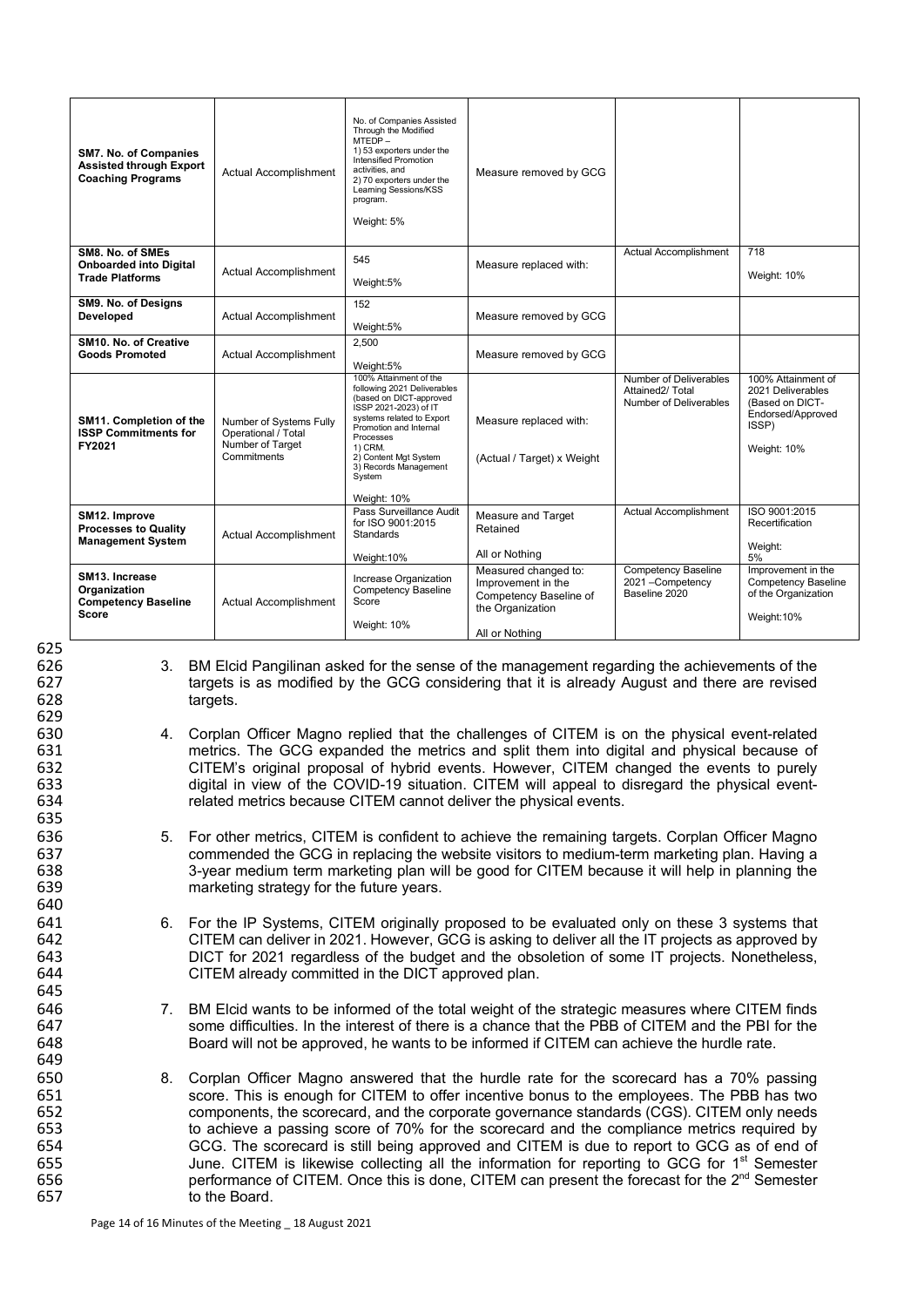| SM7. No. of Companies Assisted through Export Coaching Programs | Actual Accomplishment | No. of Companies Assisted Through the Modified MTEDP – 1) 53 exporters under the Intensified Promotion activities, and 2) 70 exporters under the Learning Sessions/KSS program. Weight: 5% | Measure removed by GCG | | |
|---|---|---|---|---|---|
| **SM8. No. of SMEs Onboarded into Digital Trade Platforms** | Actual Accomplishment | 545 Weight:5% | Measure replaced with: | Actual Accomplishment | 718 Weight: 10% |
| **SM9. No. of Designs Developed** | Actual Accomplishment | 152 Weight:5% | Measure removed by GCG | | |
| **SM10. No. of Creative Goods Promoted** | Actual Accomplishment | 2,500 Weight:5% | Measure removed by GCG | | |
| **SM11. Completion of the ISSP Commitments for FY2021** | Number of Systems Fully Operational / Total Number of Target Commitments | 100% Attainment of the following 2021 Deliverables (based on DICT-approved ISSP 2021-2023) of IT systems related to Export Promotion and Internal Processes 1) CRM. 2) Content Mgt System 3) Records Management System Weight: 10% | Measure replaced with: (Actual / Target) x Weight | Number of Deliverables Attained2/ Total Number of Deliverables | 100% Attainment of 2021 Deliverables (Based on DICT-Endorsed/Approved ISSP) Weight: 10% |
| **SM12. Improve Processes to Quality Management System** | Actual Accomplishment | Pass Surveillance Audit for ISO 9001:2015 Standards Weight:10% | Measure and Target Retained All or Nothing | Actual Accomplishment | ISO 9001:2015 Recertification Weight: 5% |
| **SM13. Increase Organization Competency Baseline Score** | Actual Accomplishment | Increase Organization Competency Baseline Score Weight: 10% | Measured changed to: Improvement in the Competency Baseline of the Organization All or Nothing | Competency Baseline 2021 –Competency Baseline 2020 | Improvement in the Competency Baseline of the Organization Weight:10% |

3. BM Elcid Pangilinan asked for the sense of the management regarding the achievements of the targets is as modified by the GCG considering that it is already August and there are revised targets.

4. Corplan Officer Magno replied that the challenges of CITEM is on the physical event-related metrics. The GCG expanded the metrics and split them into digital and physical because of CITEM's original proposal of hybrid events. However, CITEM changed the events to purely digital in view of the COVID-19 situation. CITEM will appeal to disregard the physical event-related metrics because CITEM cannot deliver the physical events.

5. For other metrics, CITEM is confident to achieve the remaining targets. Corplan Officer Magno commended the GCG in replacing the website visitors to medium-term marketing plan. Having a 3-year medium term marketing plan will be good for CITEM because it will help in planning the marketing strategy for the future years.

6. For the IP Systems, CITEM originally proposed to be evaluated only on these 3 systems that CITEM can deliver in 2021. However, GCG is asking to deliver all the IT projects as approved by DICT for 2021 regardless of the budget and the obsoletion of some IT projects. Nonetheless, CITEM already committed in the DICT approved plan.

7. BM Elcid wants to be informed of the total weight of the strategic measures where CITEM finds some difficulties. In the interest of there is a chance that the PBB of CITEM and the PBI for the Board will not be approved, he wants to be informed if CITEM can achieve the hurdle rate.

8. Corplan Officer Magno answered that the hurdle rate for the scorecard has a 70% passing score. This is enough for CITEM to offer incentive bonus to the employees. The PBB has two components, the scorecard, and the corporate governance standards (CGS). CITEM only needs to achieve a passing score of 70% for the scorecard and the compliance metrics required by GCG. The scorecard is still being approved and CITEM is due to report to GCG as of end of June. CITEM is likewise collecting all the information for reporting to GCG for 1st Semester performance of CITEM. Once this is done, CITEM can present the forecast for the 2nd Semester to the Board.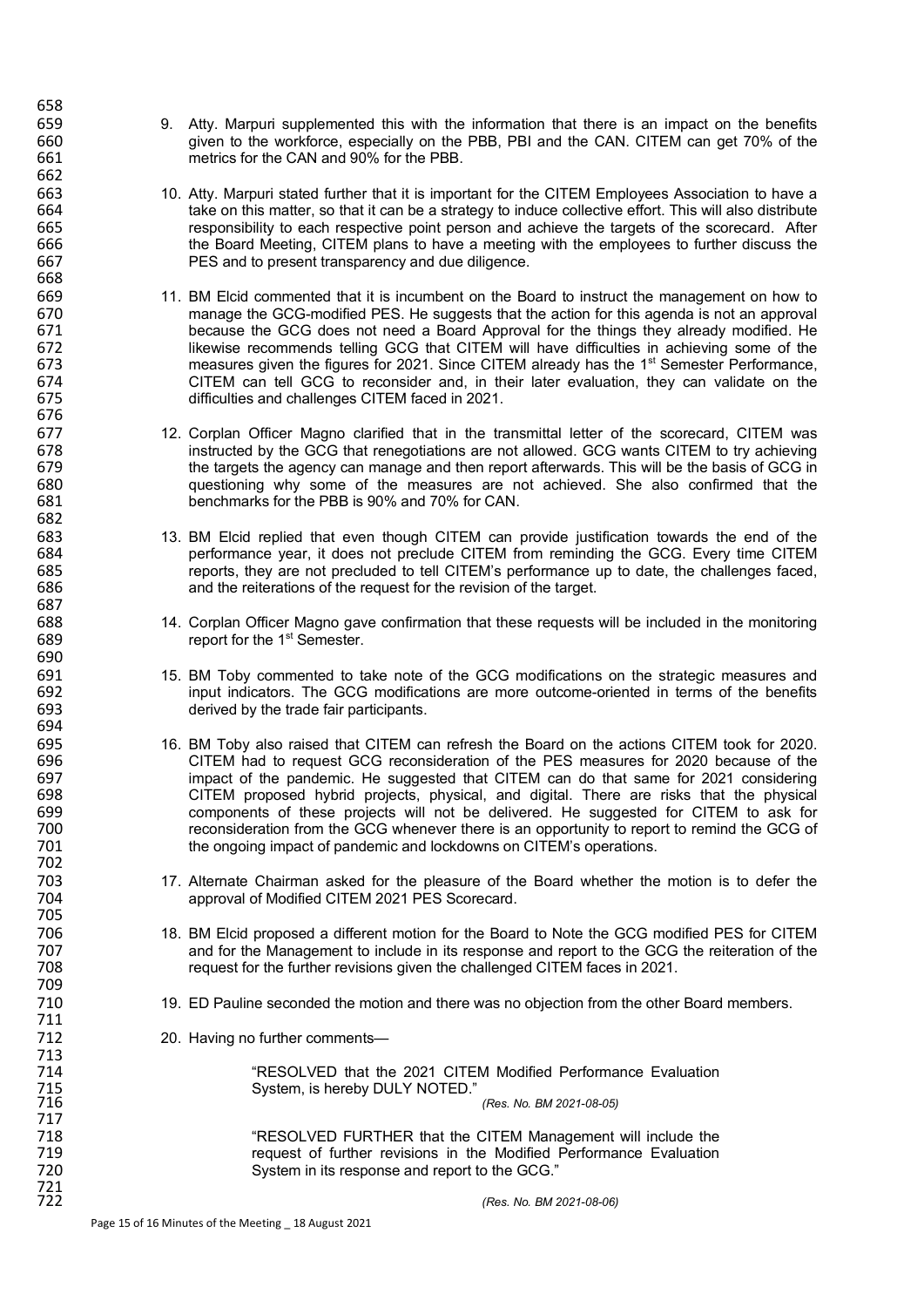9. Atty. Marpuri supplemented this with the information that there is an impact on the benefits given to the workforce, especially on the PBB, PBI and the CAN. CITEM can get 70% of the metrics for the CAN and 90% for the PBB.

10. Atty. Marpuri stated further that it is important for the CITEM Employees Association to have a take on this matter, so that it can be a strategy to induce collective effort. This will also distribute responsibility to each respective point person and achieve the targets of the scorecard. After the Board Meeting, CITEM plans to have a meeting with the employees to further discuss the PES and to present transparency and due diligence.

11. BM Elcid commented that it is incumbent on the Board to instruct the management on how to manage the GCG-modified PES. He suggests that the action for this agenda is not an approval because the GCG does not need a Board Approval for the things they already modified. He likewise recommends telling GCG that CITEM will have difficulties in achieving some of the measures given the figures for 2021. Since CITEM already has the 1st Semester Performance, CITEM can tell GCG to reconsider and, in their later evaluation, they can validate on the difficulties and challenges CITEM faced in 2021.

12. Corplan Officer Magno clarified that in the transmittal letter of the scorecard, CITEM was instructed by the GCG that renegotiations are not allowed. GCG wants CITEM to try achieving the targets the agency can manage and then report afterwards. This will be the basis of GCG in questioning why some of the measures are not achieved. She also confirmed that the benchmarks for the PBB is 90% and 70% for CAN.

13. BM Elcid replied that even though CITEM can provide justification towards the end of the performance year, it does not preclude CITEM from reminding the GCG. Every time CITEM reports, they are not precluded to tell CITEM's performance up to date, the challenges faced, and the reiterations of the request for the revision of the target.

14. Corplan Officer Magno gave confirmation that these requests will be included in the monitoring report for the 1st Semester.

15. BM Toby commented to take note of the GCG modifications on the strategic measures and input indicators. The GCG modifications are more outcome-oriented in terms of the benefits derived by the trade fair participants.

16. BM Toby also raised that CITEM can refresh the Board on the actions CITEM took for 2020. CITEM had to request GCG reconsideration of the PES measures for 2020 because of the impact of the pandemic. He suggested that CITEM can do that same for 2021 considering CITEM proposed hybrid projects, physical, and digital. There are risks that the physical components of these projects will not be delivered. He suggested for CITEM to ask for reconsideration from the GCG whenever there is an opportunity to report to remind the GCG of the ongoing impact of pandemic and lockdowns on CITEM's operations.

17. Alternate Chairman asked for the pleasure of the Board whether the motion is to defer the approval of Modified CITEM 2021 PES Scorecard.

18. BM Elcid proposed a different motion for the Board to Note the GCG modified PES for CITEM and for the Management to include in its response and report to the GCG the reiteration of the request for the further revisions given the challenged CITEM faces in 2021.

19. ED Pauline seconded the motion and there was no objection from the other Board members.

20. Having no further comments—

> "RESOLVED that the 2021 CITEM Modified Performance Evaluation System, is hereby DULY NOTED."
>
> *(Res. No. BM 2021-08-05)*
>
> "RESOLVED FURTHER that the CITEM Management will include the request of further revisions in the Modified Performance Evaluation System in its response and report to the GCG."
>
> *(Res. No. BM 2021-08-06)*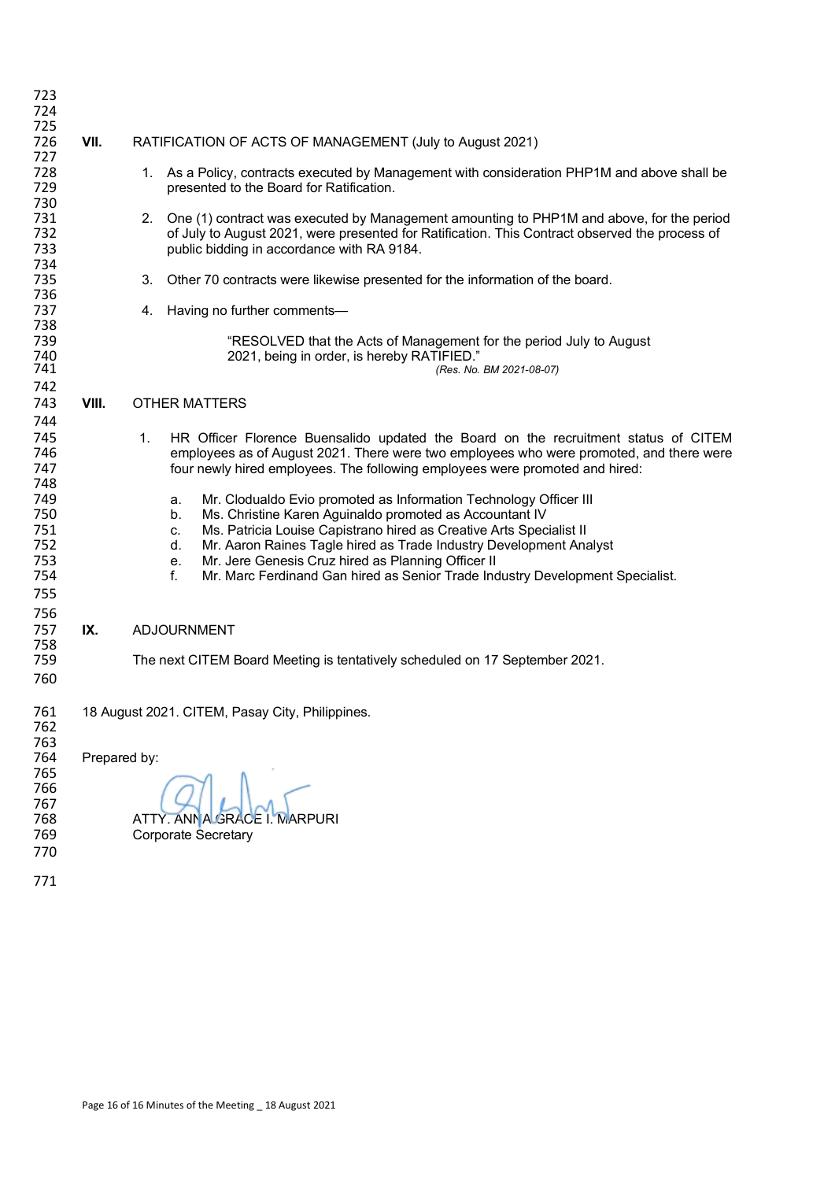## VII. RATIFICATION OF ACTS OF MANAGEMENT (July to August 2021)

1. As a Policy, contracts executed by Management with consideration PHP1M and above shall be presented to the Board for Ratification.

2. One (1) contract was executed by Management amounting to PHP1M and above, for the period of July to August 2021, were presented for Ratification. This Contract observed the process of public bidding in accordance with RA 9184.

3. Other 70 contracts were likewise presented for the information of the board.

4. Having no further comments—

> "RESOLVED that the Acts of Management for the period July to August 2021, being in order, is hereby RATIFIED."
>
> *(Res. No. BM 2021-08-07)*

## VIII. OTHER MATTERS

1. HR Officer Florence Buensalido updated the Board on the recruitment status of CITEM employees as of August 2021. There were two employees who were promoted, and there were four newly hired employees. The following employees were promoted and hired:

   a. Mr. Clodualdo Evio promoted as Information Technology Officer III
   b. Ms. Christine Karen Aguinaldo promoted as Accountant IV
   c. Ms. Patricia Louise Capistrano hired as Creative Arts Specialist II
   d. Mr. Aaron Raines Tagle hired as Trade Industry Development Analyst
   e. Mr. Jere Genesis Cruz hired as Planning Officer II
   f. Mr. Marc Ferdinand Gan hired as Senior Trade Industry Development Specialist.

## IX. ADJOURNMENT

The next CITEM Board Meeting is tentatively scheduled on 17 September 2021.

18 August 2021. CITEM, Pasay City, Philippines.

Prepared by:

ATTY. ANNA GRACE I. MARPURI
Corporate Secretary